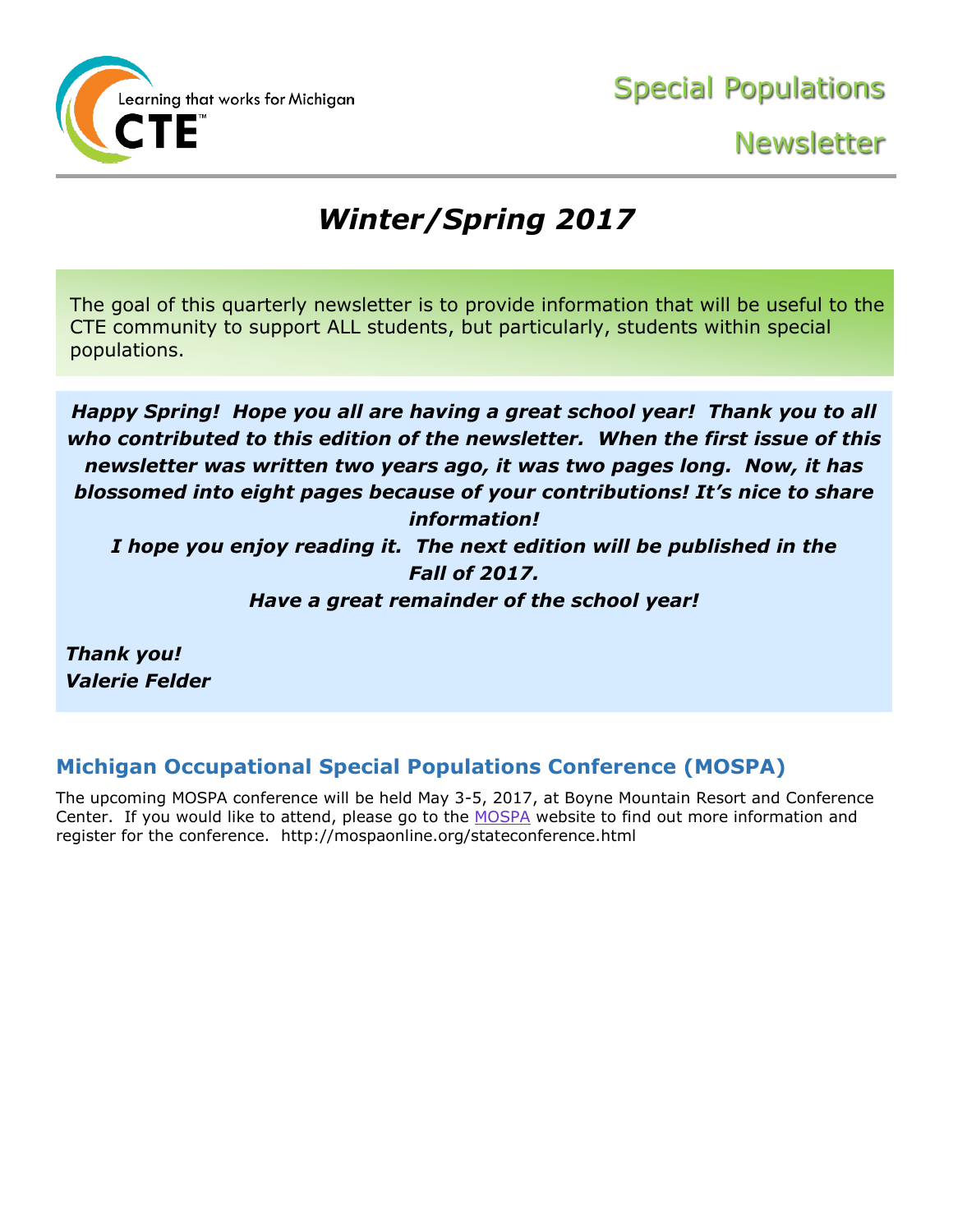Learning that works for Michigan

CTE™

# Special Populations Newsletter

## *Winter/Spring 2017*

The goal of this quarterly newsletter is to provide information that will be useful to the CTE community to support ALL students, but particularly, students within special populations.

***Happy Spring! Hope you all are having a great school year! Thank you to all who contributed to this edition of the newsletter. When the first issue of this newsletter was written two years ago, it was two pages long. Now, it has blossomed into eight pages because of your contributions! It's nice to share information!***

***I hope you enjoy reading it. The next edition will be published in the Fall of 2017.***

***Have a great remainder of the school year!***

***Thank you!***
***Valerie Felder***

## Michigan Occupational Special Populations Conference (MOSPA)

The upcoming MOSPA conference will be held May 3-5, 2017, at Boyne Mountain Resort and Conference Center. If you would like to attend, please go to the MOSPA website to find out more information and register for the conference. http://mospaonline.org/stateconference.html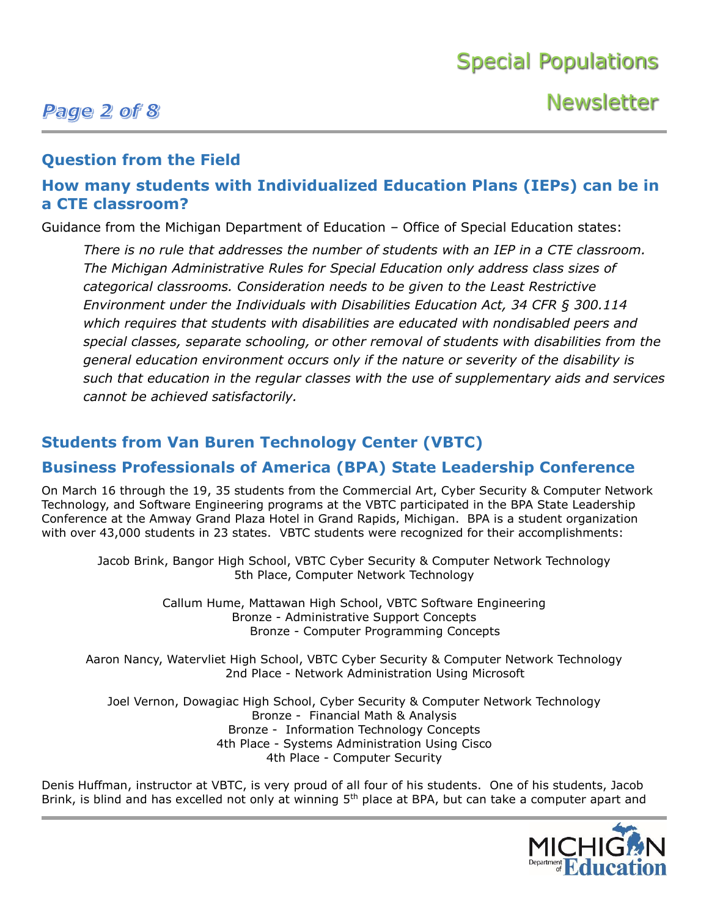## Question from the Field

## How many students with Individualized Education Plans (IEPs) can be in a CTE classroom?

Guidance from the Michigan Department of Education – Office of Special Education states:

> *There is no rule that addresses the number of students with an IEP in a CTE classroom. The Michigan Administrative Rules for Special Education only address class sizes of categorical classrooms. Consideration needs to be given to the Least Restrictive Environment under the Individuals with Disabilities Education Act, 34 CFR § 300.114 which requires that students with disabilities are educated with nondisabled peers and special classes, separate schooling, or other removal of students with disabilities from the general education environment occurs only if the nature or severity of the disability is such that education in the regular classes with the use of supplementary aids and services cannot be achieved satisfactorily.*

## Students from Van Buren Technology Center (VBTC)

## Business Professionals of America (BPA) State Leadership Conference

On March 16 through the 19, 35 students from the Commercial Art, Cyber Security & Computer Network Technology, and Software Engineering programs at the VBTC participated in the BPA State Leadership Conference at the Amway Grand Plaza Hotel in Grand Rapids, Michigan. BPA is a student organization with over 43,000 students in 23 states. VBTC students were recognized for their accomplishments:

Jacob Brink, Bangor High School, VBTC Cyber Security & Computer Network Technology
5th Place, Computer Network Technology

Callum Hume, Mattawan High School, VBTC Software Engineering
Bronze - Administrative Support Concepts
Bronze - Computer Programming Concepts

Aaron Nancy, Watervliet High School, VBTC Cyber Security & Computer Network Technology
2nd Place - Network Administration Using Microsoft

Joel Vernon, Dowagiac High School, Cyber Security & Computer Network Technology
Bronze - Financial Math & Analysis
Bronze - Information Technology Concepts
4th Place - Systems Administration Using Cisco
4th Place - Computer Security

Denis Huffman, instructor at VBTC, is very proud of all four of his students. One of his students, Jacob Brink, is blind and has excelled not only at winning 5th place at BPA, but can take a computer apart and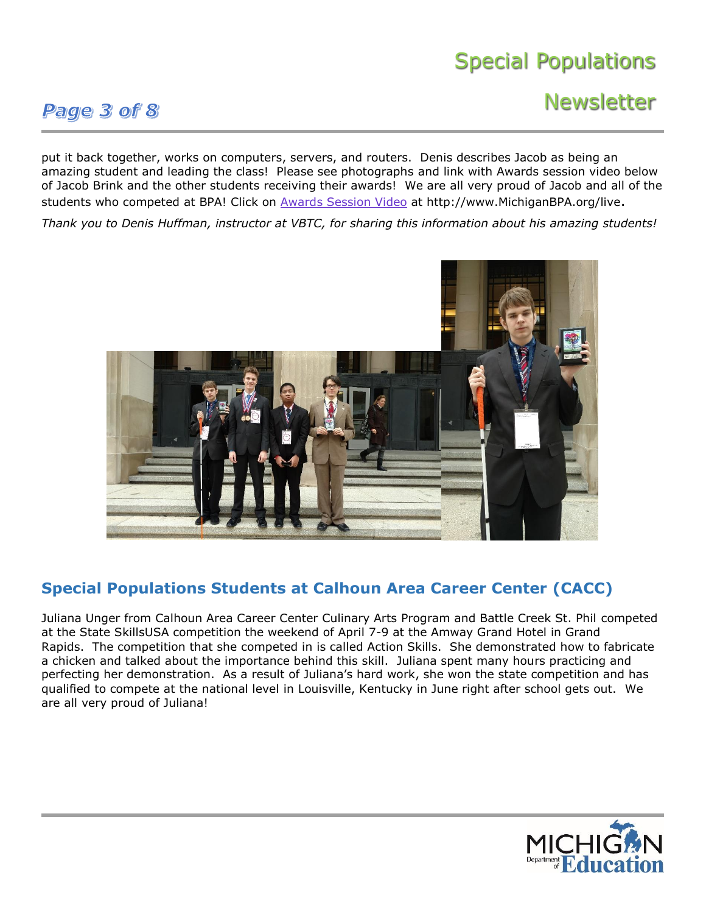put it back together, works on computers, servers, and routers. Denis describes Jacob as being an amazing student and leading the class! Please see photographs and link with Awards session video below of Jacob Brink and the other students receiving their awards! We are all very proud of Jacob and all of the students who competed at BPA! Click on [Awards Session Video](http://www.MichiganBPA.org/live) at http://www.MichiganBPA.org/live.

*Thank you to Denis Huffman, instructor at VBTC, for sharing this information about his amazing students!*

## Special Populations Students at Calhoun Area Career Center (CACC)

Juliana Unger from Calhoun Area Career Center Culinary Arts Program and Battle Creek St. Phil competed at the State SkillsUSA competition the weekend of April 7-9 at the Amway Grand Hotel in Grand Rapids. The competition that she competed in is called Action Skills. She demonstrated how to fabricate a chicken and talked about the importance behind this skill. Juliana spent many hours practicing and perfecting her demonstration. As a result of Juliana's hard work, she won the state competition and has qualified to compete at the national level in Louisville, Kentucky in June right after school gets out. We are all very proud of Juliana!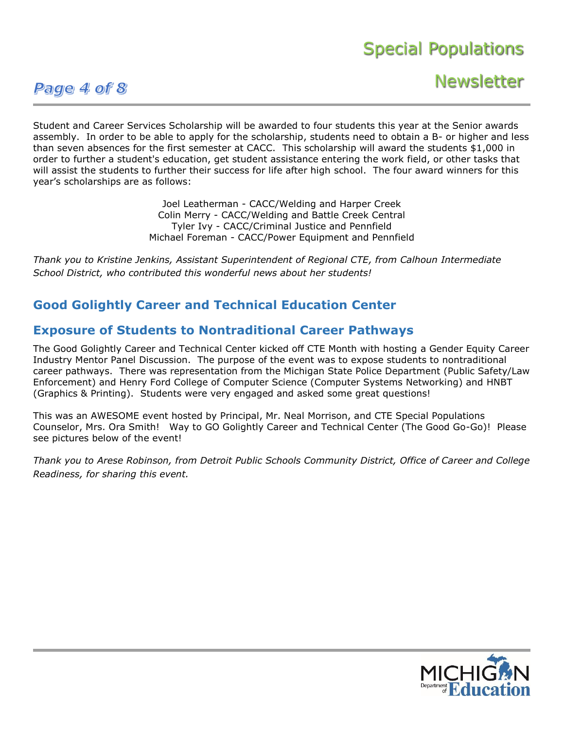Student and Career Services Scholarship will be awarded to four students this year at the Senior awards assembly. In order to be able to apply for the scholarship, students need to obtain a B- or higher and less than seven absences for the first semester at CACC. This scholarship will award the students $1,000 in order to further a student's education, get student assistance entering the work field, or other tasks that will assist the students to further their success for life after high school. The four award winners for this year's scholarships are as follows:

Joel Leatherman - CACC/Welding and Harper Creek
Colin Merry - CACC/Welding and Battle Creek Central
Tyler Ivy - CACC/Criminal Justice and Pennfield
Michael Foreman - CACC/Power Equipment and Pennfield

*Thank you to Kristine Jenkins, Assistant Superintendent of Regional CTE, from Calhoun Intermediate School District, who contributed this wonderful news about her students!*

## Good Golightly Career and Technical Education Center

## Exposure of Students to Nontraditional Career Pathways

The Good Golightly Career and Technical Center kicked off CTE Month with hosting a Gender Equity Career Industry Mentor Panel Discussion. The purpose of the event was to expose students to nontraditional career pathways. There was representation from the Michigan State Police Department (Public Safety/Law Enforcement) and Henry Ford College of Computer Science (Computer Systems Networking) and HNBT (Graphics & Printing). Students were very engaged and asked some great questions!

This was an AWESOME event hosted by Principal, Mr. Neal Morrison, and CTE Special Populations Counselor, Mrs. Ora Smith! Way to GO Golightly Career and Technical Center (The Good Go-Go)! Please see pictures below of the event!

*Thank you to Arese Robinson, from Detroit Public Schools Community District, Office of Career and College Readiness, for sharing this event.*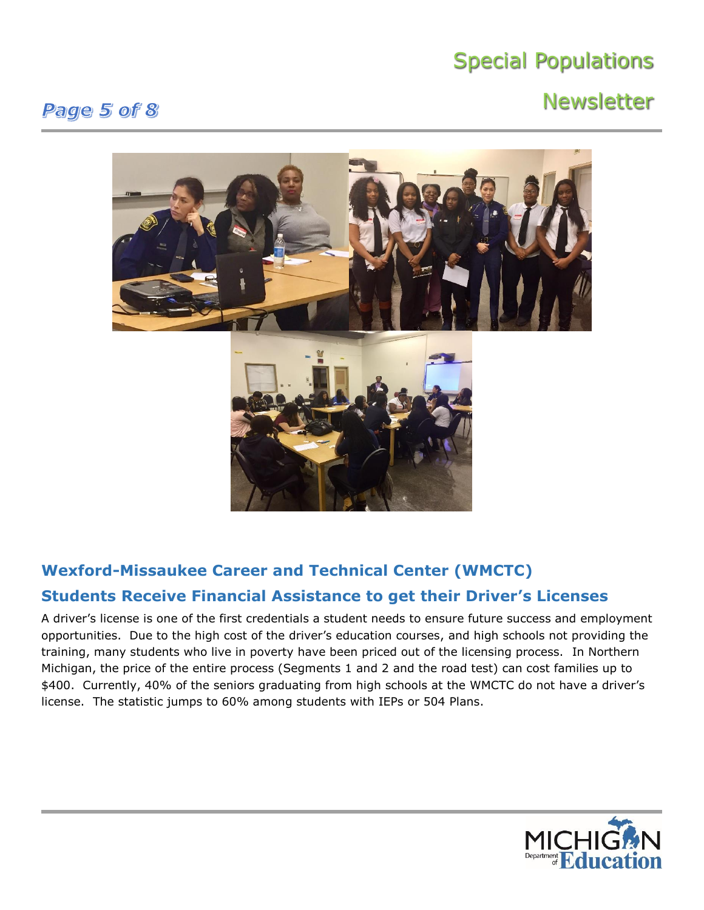## Wexford-Missaukee Career and Technical Center (WMCTC)

## Students Receive Financial Assistance to get their Driver's Licenses

A driver's license is one of the first credentials a student needs to ensure future success and employment opportunities. Due to the high cost of the driver's education courses, and high schools not providing the training, many students who live in poverty have been priced out of the licensing process. In Northern Michigan, the price of the entire process (Segments 1 and 2 and the road test) can cost families up to $400. Currently, 40% of the seniors graduating from high schools at the WMCTC do not have a driver's license. The statistic jumps to 60% among students with IEPs or 504 Plans.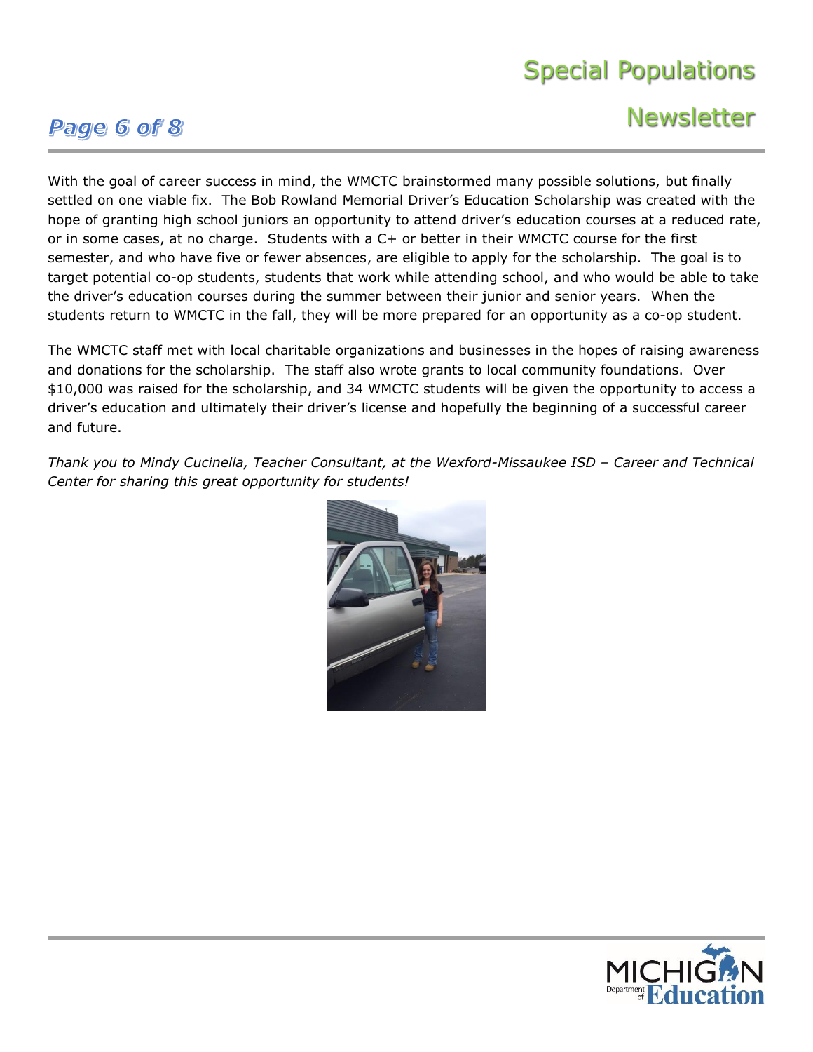With the goal of career success in mind, the WMCTC brainstormed many possible solutions, but finally settled on one viable fix. The Bob Rowland Memorial Driver's Education Scholarship was created with the hope of granting high school juniors an opportunity to attend driver's education courses at a reduced rate, or in some cases, at no charge. Students with a C+ or better in their WMCTC course for the first semester, and who have five or fewer absences, are eligible to apply for the scholarship. The goal is to target potential co-op students, students that work while attending school, and who would be able to take the driver's education courses during the summer between their junior and senior years. When the students return to WMCTC in the fall, they will be more prepared for an opportunity as a co-op student.

The WMCTC staff met with local charitable organizations and businesses in the hopes of raising awareness and donations for the scholarship. The staff also wrote grants to local community foundations. Over $10,000 was raised for the scholarship, and 34 WMCTC students will be given the opportunity to access a driver's education and ultimately their driver's license and hopefully the beginning of a successful career and future.

*Thank you to Mindy Cucinella, Teacher Consultant, at the Wexford-Missaukee ISD – Career and Technical Center for sharing this great opportunity for students!*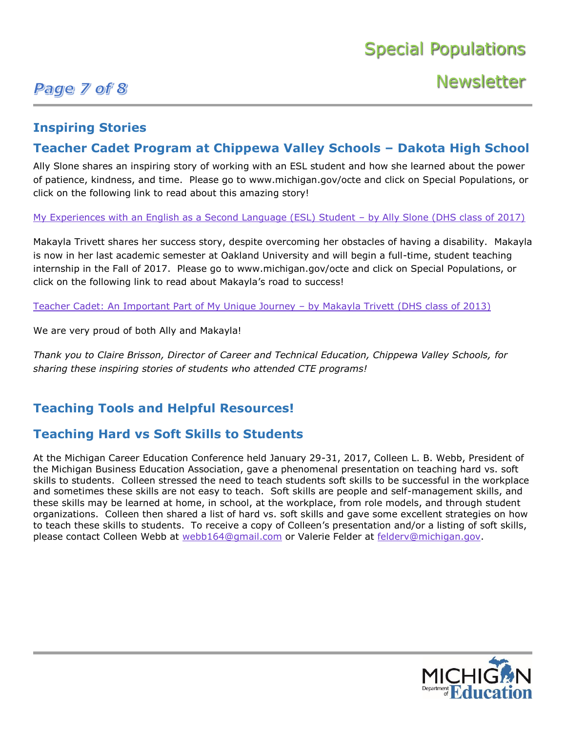## Inspiring Stories

## Teacher Cadet Program at Chippewa Valley Schools – Dakota High School

Ally Slone shares an inspiring story of working with an ESL student and how she learned about the power of patience, kindness, and time. Please go to www.michigan.gov/octe and click on Special Populations, or click on the following link to read about this amazing story!

[My Experiences with an English as a Second Language (ESL) Student – by Ally Slone (DHS class of 2017)]

Makayla Trivett shares her success story, despite overcoming her obstacles of having a disability. Makayla is now in her last academic semester at Oakland University and will begin a full-time, student teaching internship in the Fall of 2017. Please go to www.michigan.gov/octe and click on Special Populations, or click on the following link to read about Makayla's road to success!

[Teacher Cadet: An Important Part of My Unique Journey – by Makayla Trivett (DHS class of 2013)]

We are very proud of both Ally and Makayla!

*Thank you to Claire Brisson, Director of Career and Technical Education, Chippewa Valley Schools, for sharing these inspiring stories of students who attended CTE programs!*

## Teaching Tools and Helpful Resources!

## Teaching Hard vs Soft Skills to Students

At the Michigan Career Education Conference held January 29-31, 2017, Colleen L. B. Webb, President of the Michigan Business Education Association, gave a phenomenal presentation on teaching hard vs. soft skills to students. Colleen stressed the need to teach students soft skills to be successful in the workplace and sometimes these skills are not easy to teach. Soft skills are people and self-management skills, and these skills may be learned at home, in school, at the workplace, from role models, and through student organizations. Colleen then shared a list of hard vs. soft skills and gave some excellent strategies on how to teach these skills to students. To receive a copy of Colleen's presentation and/or a listing of soft skills, please contact Colleen Webb at webb164@gmail.com or Valerie Felder at felderv@michigan.gov.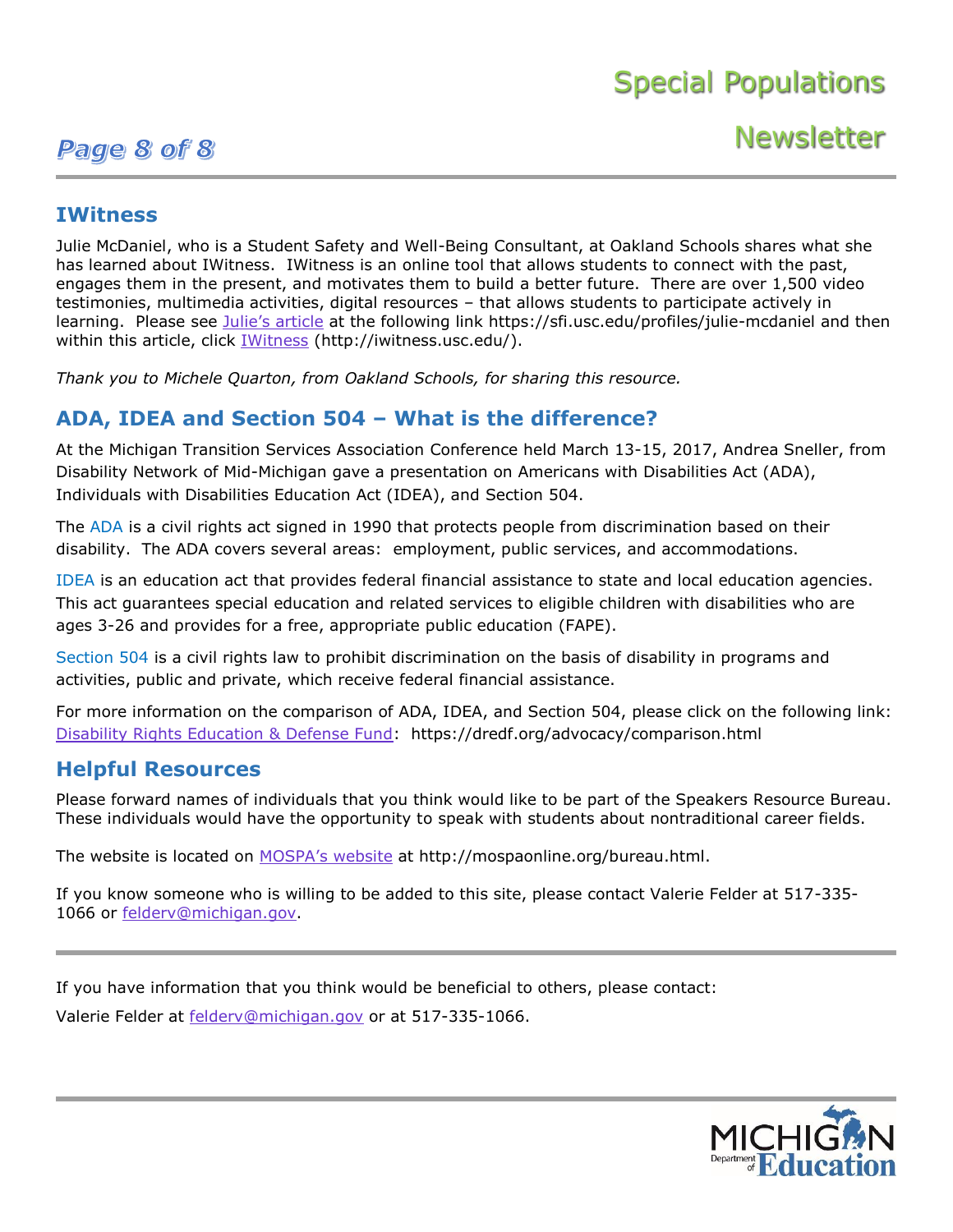## IWitness

Julie McDaniel, who is a Student Safety and Well-Being Consultant, at Oakland Schools shares what she has learned about IWitness. IWitness is an online tool that allows students to connect with the past, engages them in the present, and motivates them to build a better future. There are over 1,500 video testimonies, multimedia activities, digital resources – that allows students to participate actively in learning. Please see Julie's article at the following link https://sfi.usc.edu/profiles/julie-mcdaniel and then within this article, click IWitness (http://iwitness.usc.edu/).

*Thank you to Michele Quarton, from Oakland Schools, for sharing this resource.*

## ADA, IDEA and Section 504 – What is the difference?

At the Michigan Transition Services Association Conference held March 13-15, 2017, Andrea Sneller, from Disability Network of Mid-Michigan gave a presentation on Americans with Disabilities Act (ADA), Individuals with Disabilities Education Act (IDEA), and Section 504.

The ADA is a civil rights act signed in 1990 that protects people from discrimination based on their disability. The ADA covers several areas: employment, public services, and accommodations.

IDEA is an education act that provides federal financial assistance to state and local education agencies. This act guarantees special education and related services to eligible children with disabilities who are ages 3-26 and provides for a free, appropriate public education (FAPE).

Section 504 is a civil rights law to prohibit discrimination on the basis of disability in programs and activities, public and private, which receive federal financial assistance.

For more information on the comparison of ADA, IDEA, and Section 504, please click on the following link: Disability Rights Education & Defense Fund: https://dredf.org/advocacy/comparison.html

## Helpful Resources

Please forward names of individuals that you think would like to be part of the Speakers Resource Bureau. These individuals would have the opportunity to speak with students about nontraditional career fields.

The website is located on MOSPA's website at http://mospaonline.org/bureau.html.

If you know someone who is willing to be added to this site, please contact Valerie Felder at 517-335-1066 or felderv@michigan.gov.

---

If you have information that you think would be beneficial to others, please contact:

Valerie Felder at felderv@michigan.gov or at 517-335-1066.